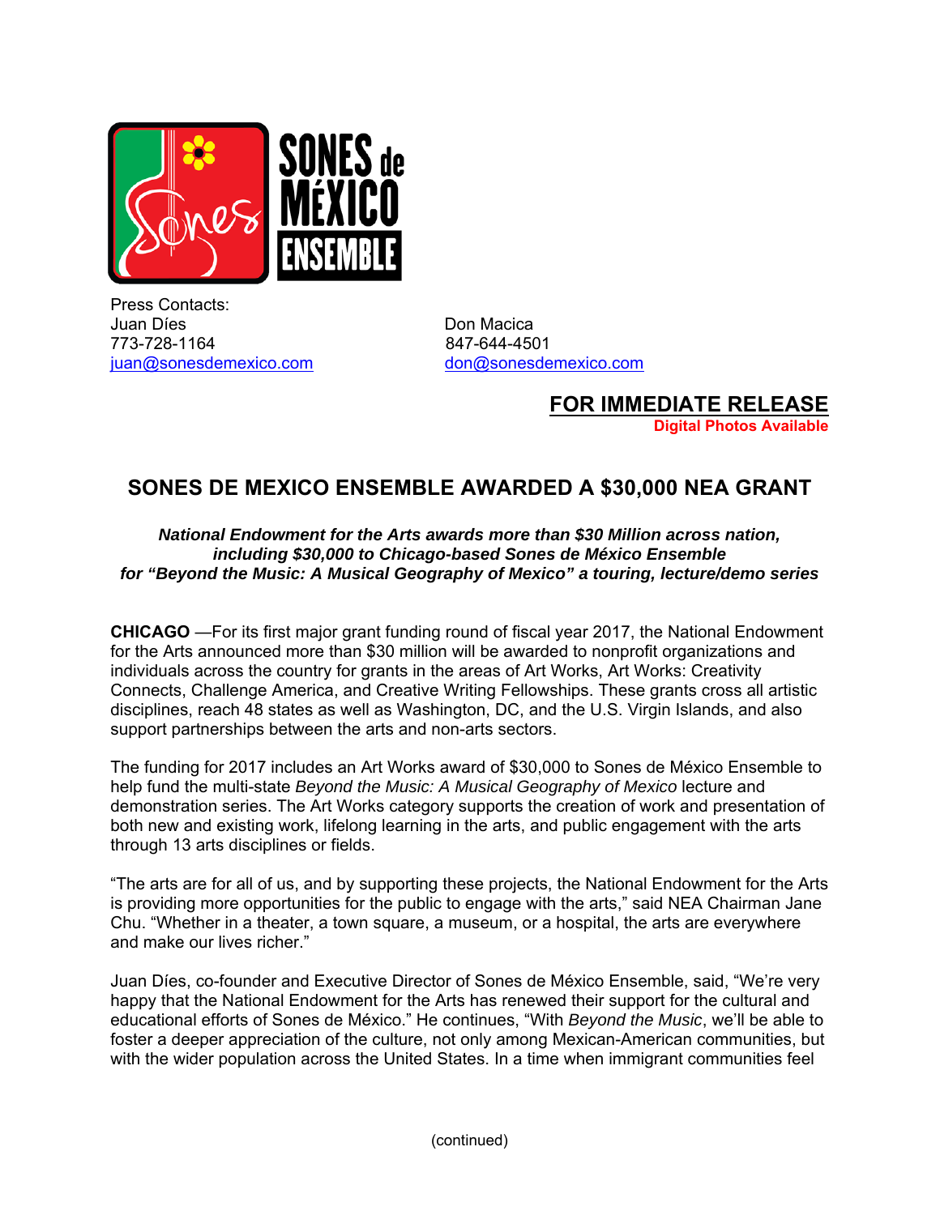Press Contacts:

Juan Díes
773-728-1164
juan@sonesdemexico.com

Don Macica
847-644-4501
don@sonesdemexico.com

**FOR IMMEDIATE RELEASE**
**Digital Photos Available**

# SONES DE MEXICO ENSEMBLE AWARDED A $30,000 NEA GRANT

***National Endowment for the Arts awards more than $30 Million across nation, including $30,000 to Chicago-based Sones de México Ensemble for "Beyond the Music: A Musical Geography of Mexico" a touring, lecture/demo series***

**CHICAGO** —For its first major grant funding round of fiscal year 2017, the National Endowment for the Arts announced more than $30 million will be awarded to nonprofit organizations and individuals across the country for grants in the areas of Art Works, Art Works: Creativity Connects, Challenge America, and Creative Writing Fellowships. These grants cross all artistic disciplines, reach 48 states as well as Washington, DC, and the U.S. Virgin Islands, and also support partnerships between the arts and non-arts sectors.

The funding for 2017 includes an Art Works award of $30,000 to Sones de México Ensemble to help fund the multi-state *Beyond the Music: A Musical Geography of Mexico* lecture and demonstration series. The Art Works category supports the creation of work and presentation of both new and existing work, lifelong learning in the arts, and public engagement with the arts through 13 arts disciplines or fields.

"The arts are for all of us, and by supporting these projects, the National Endowment for the Arts is providing more opportunities for the public to engage with the arts," said NEA Chairman Jane Chu. "Whether in a theater, a town square, a museum, or a hospital, the arts are everywhere and make our lives richer."

Juan Díes, co-founder and Executive Director of Sones de México Ensemble, said, "We're very happy that the National Endowment for the Arts has renewed their support for the cultural and educational efforts of Sones de México." He continues, "With *Beyond the Music*, we'll be able to foster a deeper appreciation of the culture, not only among Mexican-American communities, but with the wider population across the United States. In a time when immigrant communities feel

(continued)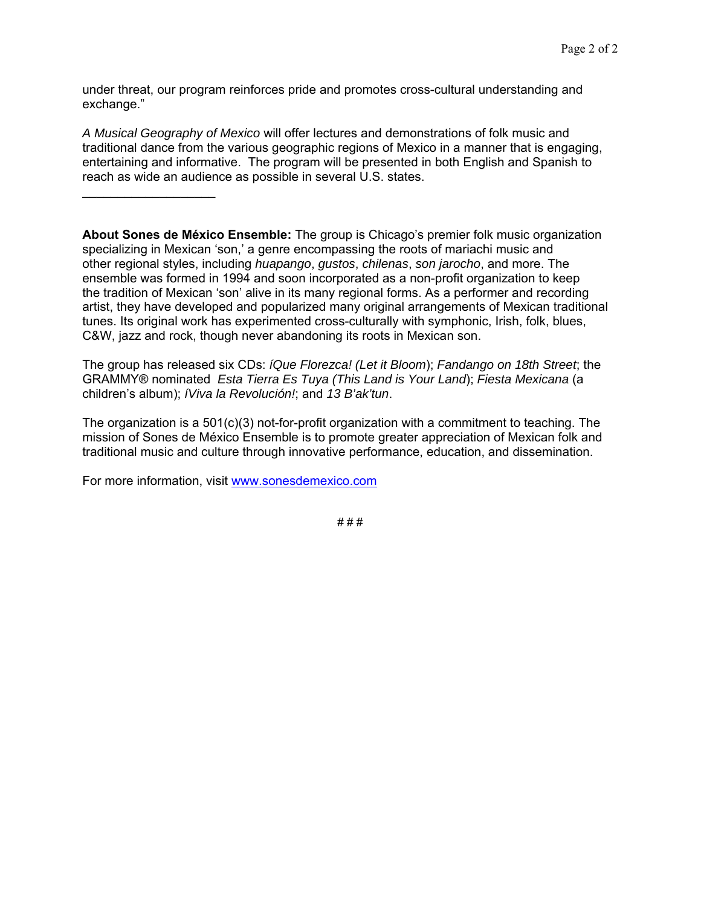under threat, our program reinforces pride and promotes cross-cultural understanding and exchange."

*A Musical Geography of Mexico* will offer lectures and demonstrations of folk music and traditional dance from the various geographic regions of Mexico in a manner that is engaging, entertaining and informative. The program will be presented in both English and Spanish to reach as wide an audience as possible in several U.S. states.

---

**About Sones de México Ensemble:** The group is Chicago's premier folk music organization specializing in Mexican 'son,' a genre encompassing the roots of mariachi music and other regional styles, including *huapango*, *gustos*, *chilenas*, *son jarocho*, and more. The ensemble was formed in 1994 and soon incorporated as a non-profit organization to keep the tradition of Mexican 'son' alive in its many regional forms. As a performer and recording artist, they have developed and popularized many original arrangements of Mexican traditional tunes. Its original work has experimented cross-culturally with symphonic, Irish, folk, blues, C&W, jazz and rock, though never abandoning its roots in Mexican son.

The group has released six CDs: *íQue Florezca! (Let it Bloom*); *Fandango on 18th Street*; the GRAMMY® nominated *Esta Tierra Es Tuya (This Land is Your Land*); *Fiesta Mexicana* (a children's album); *íViva la Revolución!*; and *13 B'ak'tun*.

The organization is a 501(c)(3) not-for-profit organization with a commitment to teaching. The mission of Sones de México Ensemble is to promote greater appreciation of Mexican folk and traditional music and culture through innovative performance, education, and dissemination.

For more information, visit www.sonesdemexico.com

# # #